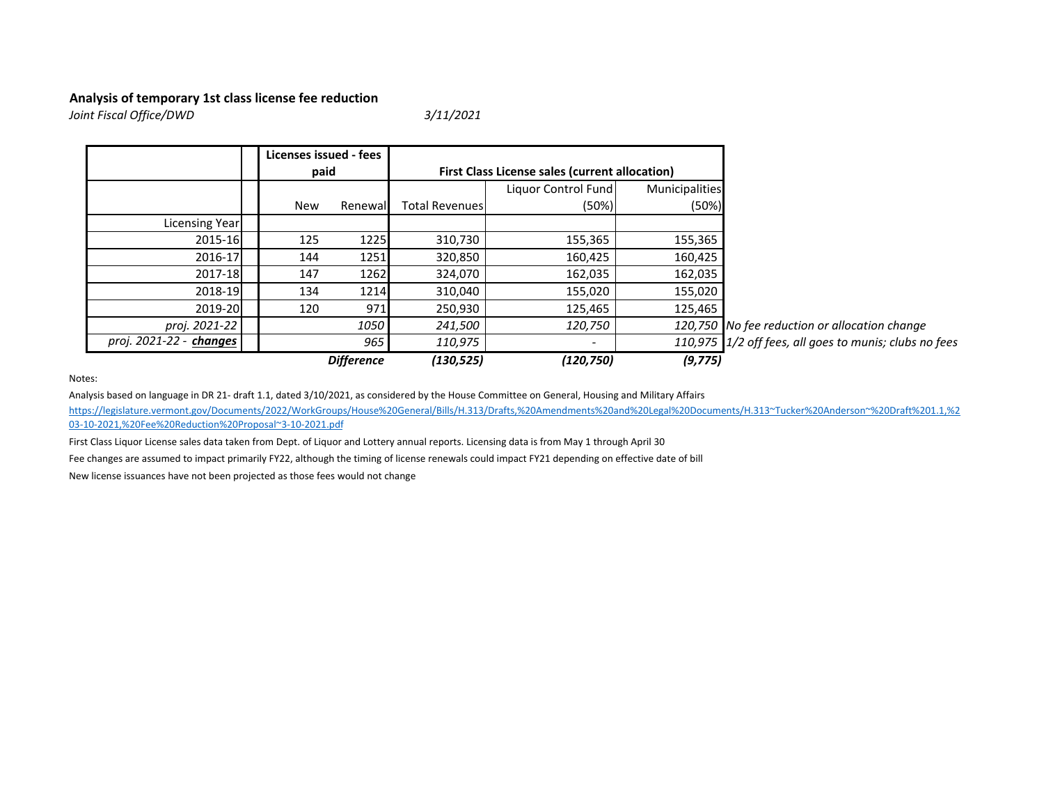**Analysis of temporary 1st class license fee reduction**

*Joint Fiscal Office/DWD* *3/11/2021*

| | Licenses issued - fees paid | | First Class License sales (current allocation) | | | |
|---|---|---|---|---|---|---|
| | New | Renewal | Total Revenues | Liquor Control Fund (50%) | Municipalities (50%) | |
| Licensing Year | | | | | | |
| 2015-16 | 125 | 1225 | 310,730 | 155,365 | 155,365 | |
| 2016-17 | 144 | 1251 | 320,850 | 160,425 | 160,425 | |
| 2017-18 | 147 | 1262 | 324,070 | 162,035 | 162,035 | |
| 2018-19 | 134 | 1214 | 310,040 | 155,020 | 155,020 | |
| 2019-20 | 120 | 971 | 250,930 | 125,465 | 125,465 | |
| *proj. 2021-22* | | *1050* | *241,500* | *120,750* | *120,750* | *No fee reduction or allocation change* |
| *proj. 2021-22 - **changes*** | | *965* | *110,975* | - | *110,975* | *1/2 off fees, all goes to munis; clubs no fees* |
| | | ***Difference*** | ***(130,525)*** | ***(120,750)*** | ***(9,775)*** | |

Notes:

Analysis based on language in DR 21- draft 1.1, dated 3/10/2021, as considered by the House Committee on General, Housing and Military Affairs

https://legislature.vermont.gov/Documents/2022/WorkGroups/House%20General/Bills/H.313/Drafts,%20Amendments%20and%20Legal%20Documents/H.313~Tucker%20Anderson~%20Draft%201.1,%203-10-2021,%20Fee%20Reduction%20Proposal~3-10-2021.pdf

First Class Liquor License sales data taken from Dept. of Liquor and Lottery annual reports. Licensing data is from May 1 through April 30

Fee changes are assumed to impact primarily FY22, although the timing of license renewals could impact FY21 depending on effective date of bill

New license issuances have not been projected as those fees would not change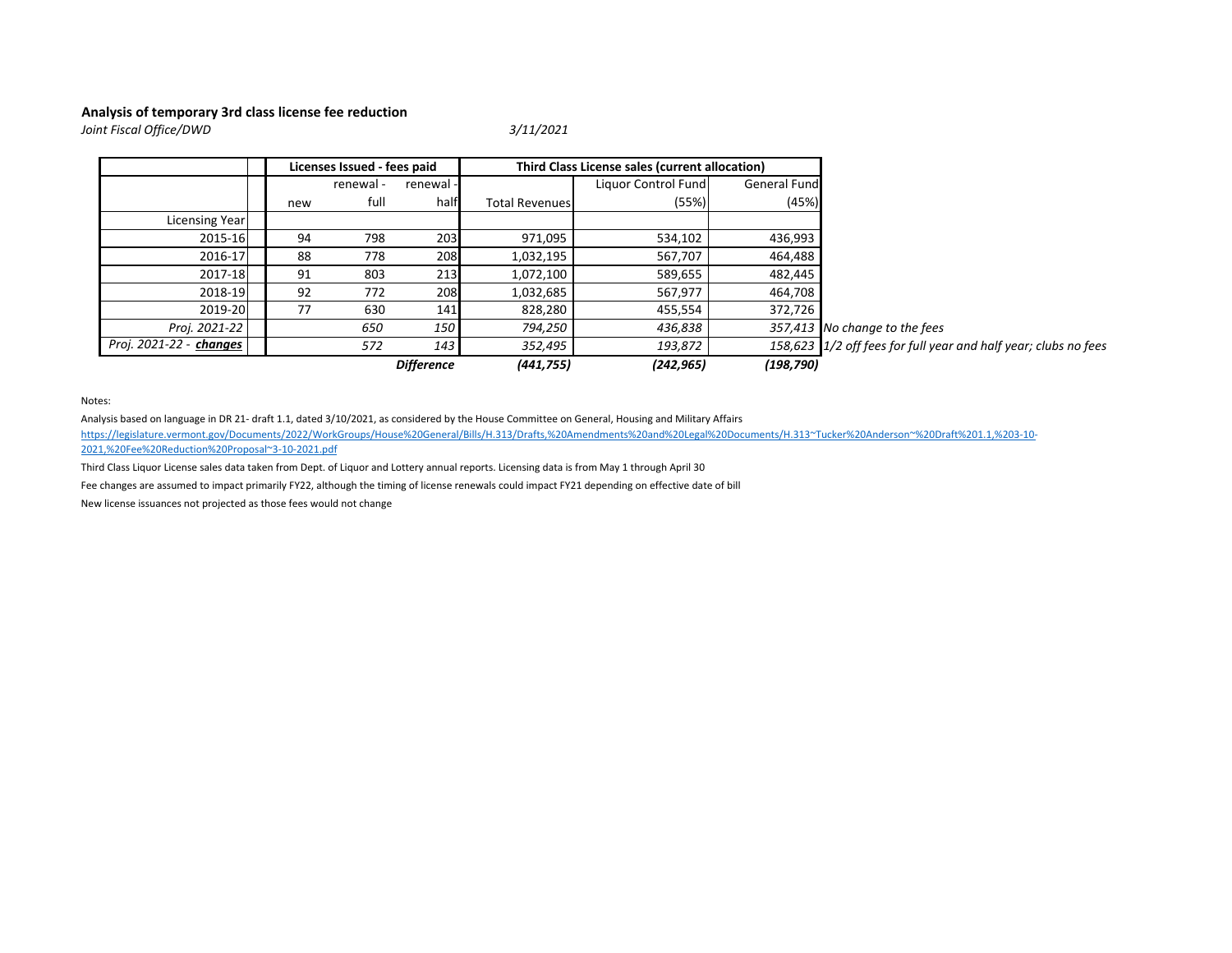**Analysis of temporary 3rd class license fee reduction**

*Joint Fiscal Office/DWD* *3/11/2021*

| | Licenses Issued - fees paid | | | Third Class License sales (current allocation) | | | |
|---|---|---|---|---|---|---|---|
| | new | renewal - full | renewal - half | Total Revenues | Liquor Control Fund (55%) | General Fund (45%) | |
| Licensing Year | | | | | | | |
| 2015-16 | 94 | 798 | 203 | 971,095 | 534,102 | 436,993 | |
| 2016-17 | 88 | 778 | 208 | 1,032,195 | 567,707 | 464,488 | |
| 2017-18 | 91 | 803 | 213 | 1,072,100 | 589,655 | 482,445 | |
| 2018-19 | 92 | 772 | 208 | 1,032,685 | 567,977 | 464,708 | |
| 2019-20 | 77 | 630 | 141 | 828,280 | 455,554 | 372,726 | |
| *Proj. 2021-22* | | *650* | *150* | *794,250* | *436,838* | *357,413* | *No change to the fees* |
| *Proj. 2021-22 - **changes*** | | *572* | *143* | *352,495* | *193,872* | *158,623* | *1/2 off fees for full year and half year; clubs no fees* |
| | | | ***Difference*** | ***(441,755)*** | ***(242,965)*** | ***(198,790)*** | |

Notes:

Analysis based on language in DR 21- draft 1.1, dated 3/10/2021, as considered by the House Committee on General, Housing and Military Affairs

https://legislature.vermont.gov/Documents/2022/WorkGroups/House%20General/Bills/H.313/Drafts,%20Amendments%20and%20Legal%20Documents/H.313~Tucker%20Anderson~%20Draft%201.1,%203-10-2021,%20Fee%20Reduction%20Proposal~3-10-2021.pdf

Third Class Liquor License sales data taken from Dept. of Liquor and Lottery annual reports. Licensing data is from May 1 through April 30

Fee changes are assumed to impact primarily FY22, although the timing of license renewals could impact FY21 depending on effective date of bill

New license issuances not projected as those fees would not change